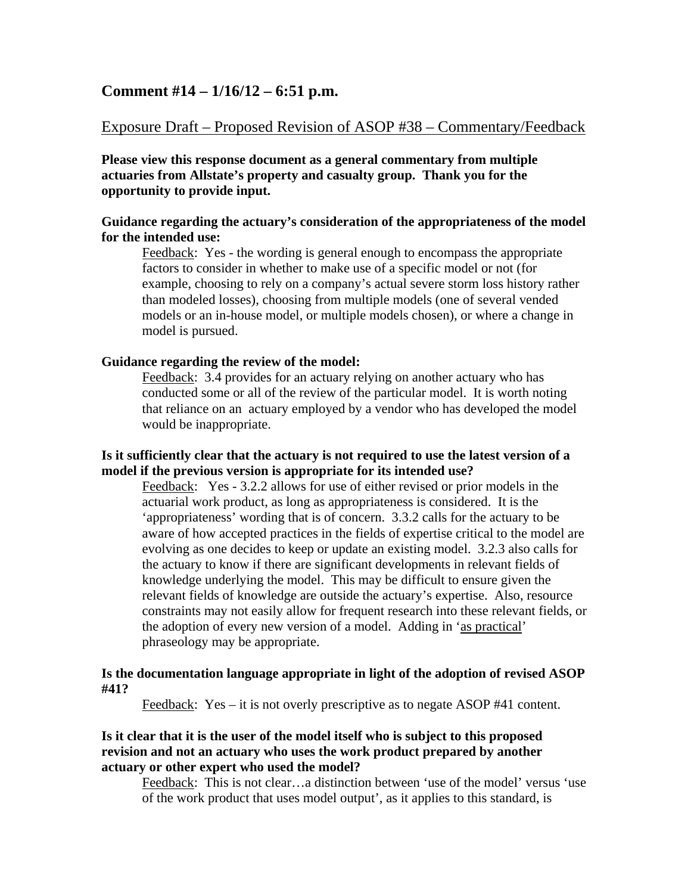## Comment #14 – 1/16/12 – 6:51 p.m.

Exposure Draft – Proposed Revision of ASOP #38 – Commentary/Feedback

**Please view this response document as a general commentary from multiple actuaries from Allstate's property and casualty group. Thank you for the opportunity to provide input.**

**Guidance regarding the actuary's consideration of the appropriateness of the model for the intended use:**

Feedback: Yes - the wording is general enough to encompass the appropriate factors to consider in whether to make use of a specific model or not (for example, choosing to rely on a company's actual severe storm loss history rather than modeled losses), choosing from multiple models (one of several vended models or an in-house model, or multiple models chosen), or where a change in model is pursued.

**Guidance regarding the review of the model:**

Feedback: 3.4 provides for an actuary relying on another actuary who has conducted some or all of the review of the particular model. It is worth noting that reliance on an actuary employed by a vendor who has developed the model would be inappropriate.

**Is it sufficiently clear that the actuary is not required to use the latest version of a model if the previous version is appropriate for its intended use?**

Feedback: Yes - 3.2.2 allows for use of either revised or prior models in the actuarial work product, as long as appropriateness is considered. It is the 'appropriateness' wording that is of concern. 3.3.2 calls for the actuary to be aware of how accepted practices in the fields of expertise critical to the model are evolving as one decides to keep or update an existing model. 3.2.3 also calls for the actuary to know if there are significant developments in relevant fields of knowledge underlying the model. This may be difficult to ensure given the relevant fields of knowledge are outside the actuary's expertise. Also, resource constraints may not easily allow for frequent research into these relevant fields, or the adoption of every new version of a model. Adding in 'as practical' phraseology may be appropriate.

**Is the documentation language appropriate in light of the adoption of revised ASOP #41?**

Feedback: Yes – it is not overly prescriptive as to negate ASOP #41 content.

**Is it clear that it is the user of the model itself who is subject to this proposed revision and not an actuary who uses the work product prepared by another actuary or other expert who used the model?**

Feedback: This is not clear…a distinction between 'use of the model' versus 'use of the work product that uses model output', as it applies to this standard, is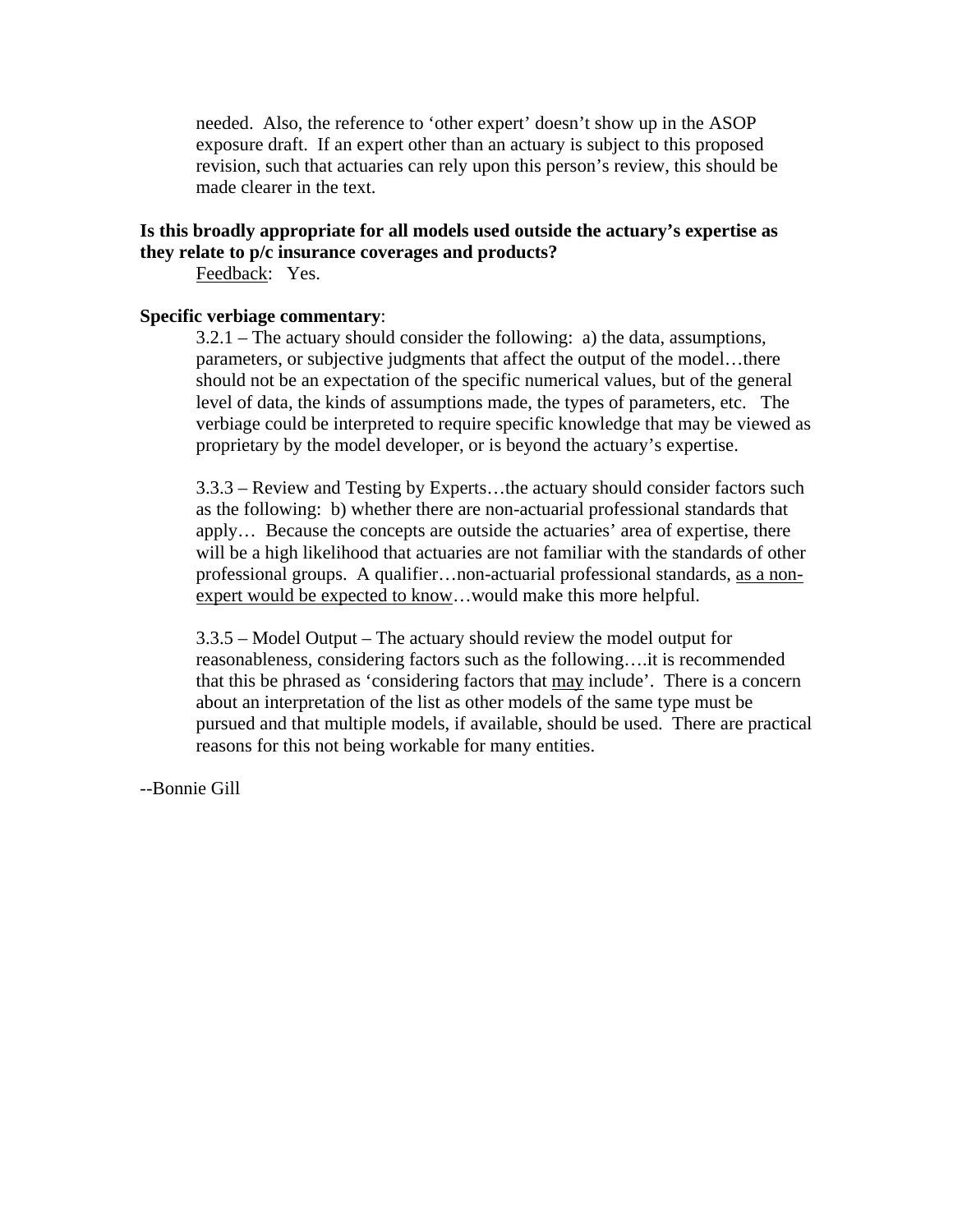needed. Also, the reference to 'other expert' doesn't show up in the ASOP exposure draft. If an expert other than an actuary is subject to this proposed revision, such that actuaries can rely upon this person's review, this should be made clearer in the text.

**Is this broadly appropriate for all models used outside the actuary's expertise as they relate to p/c insurance coverages and products?**

<u>Feedback</u>: Yes.

**Specific verbiage commentary**:

3.2.1 – The actuary should consider the following: a) the data, assumptions, parameters, or subjective judgments that affect the output of the model…there should not be an expectation of the specific numerical values, but of the general level of data, the kinds of assumptions made, the types of parameters, etc. The verbiage could be interpreted to require specific knowledge that may be viewed as proprietary by the model developer, or is beyond the actuary's expertise.

3.3.3 – Review and Testing by Experts…the actuary should consider factors such as the following: b) whether there are non-actuarial professional standards that apply… Because the concepts are outside the actuaries' area of expertise, there will be a high likelihood that actuaries are not familiar with the standards of other professional groups. A qualifier…non-actuarial professional standards, <u>as a non-expert would be expected to know</u>…would make this more helpful.

3.3.5 – Model Output – The actuary should review the model output for reasonableness, considering factors such as the following….it is recommended that this be phrased as 'considering factors that <u>may</u> include'. There is a concern about an interpretation of the list as other models of the same type must be pursued and that multiple models, if available, should be used. There are practical reasons for this not being workable for many entities.

--Bonnie Gill